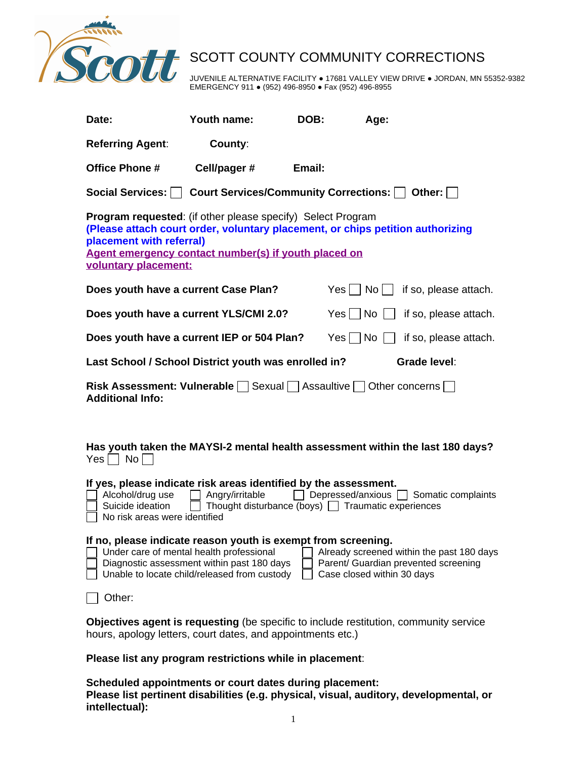# SCOTT COUNTY COMMUNITY CORRECTIONS

JUVENILE ALTERNATIVE FACILITY ● 17681 VALLEY VIEW DRIVE ● JORDAN, MN 55352-9382
EMERGENCY 911 ● (952) 496-8950 ● Fax (952) 496-8955

**Date:** **Youth name:** **DOB:** **Age:**

**Referring Agent**: **County**:

**Office Phone #** **Cell/pager #** **Email:**

**Social Services:** ☐ **Court Services/Community Corrections:** ☐ **Other:** ☐

**Program requested**: (if other please specify) Select Program
**(Please attach court order, voluntary placement, or chips petition authorizing placement with referral)**
**Agent emergency contact number(s) if youth placed on voluntary placement:**

**Does youth have a current Case Plan?** Yes ☐ No ☐ if so, please attach.

**Does youth have a current YLS/CMI 2.0?** Yes ☐ No ☐ if so, please attach.

**Does youth have a current IEP or 504 Plan?** Yes ☐ No ☐ if so, please attach.

**Last School / School District youth was enrolled in?** **Grade level**:

**Risk Assessment: Vulnerable** ☐ Sexual ☐ Assaultive ☐ Other concerns ☐
**Additional Info:**

**Has youth taken the MAYSI-2 mental health assessment within the last 180 days?**
Yes ☐ No ☐

**If yes, please indicate risk areas identified by the assessment.**
☐ Alcohol/drug use ☐ Angry/irritable ☐ Depressed/anxious ☐ Somatic complaints
☐ Suicide ideation ☐ Thought disturbance (boys) ☐ Traumatic experiences
☐ No risk areas were identified

**If no, please indicate reason youth is exempt from screening.**
☐ Under care of mental health professional ☐ Already screened within the past 180 days
☐ Diagnostic assessment within past 180 days ☐ Parent/ Guardian prevented screening
☐ Unable to locate child/released from custody ☐ Case closed within 30 days

☐ Other:

**Objectives agent is requesting** (be specific to include restitution, community service hours, apology letters, court dates, and appointments etc.)

**Please list any program restrictions while in placement**:

**Scheduled appointments or court dates during placement:**
**Please list pertinent disabilities (e.g. physical, visual, auditory, developmental, or intellectual):**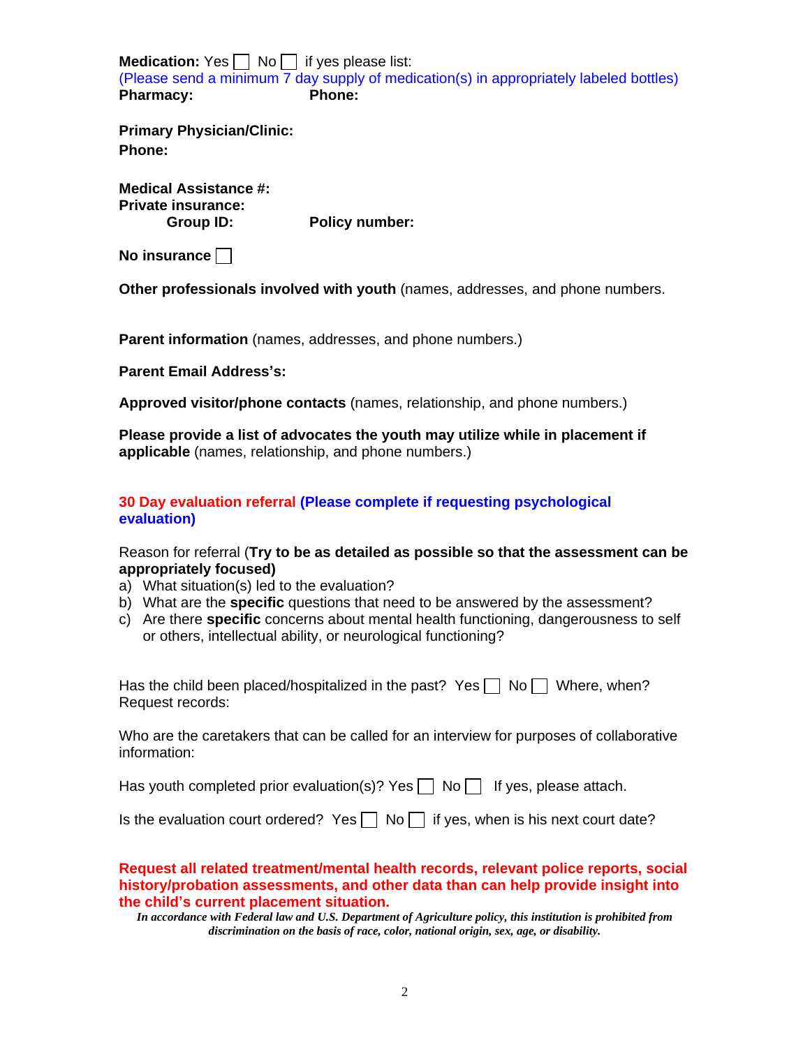**Medication:** Yes ☐ No ☐ if yes please list:
(Please send a minimum 7 day supply of medication(s) in appropriately labeled bottles)
**Pharmacy:** **Phone:**

**Primary Physician/Clinic:**
**Phone:**

**Medical Assistance #:**
**Private insurance:**
**Group ID:** **Policy number:**

**No insurance** ☐

**Other professionals involved with youth** (names, addresses, and phone numbers.

**Parent information** (names, addresses, and phone numbers.)

**Parent Email Address's:**

**Approved visitor/phone contacts** (names, relationship, and phone numbers.)

**Please provide a list of advocates the youth may utilize while in placement if applicable** (names, relationship, and phone numbers.)

## 30 Day evaluation referral (Please complete if requesting psychological evaluation)

Reason for referral (**Try to be as detailed as possible so that the assessment can be appropriately focused)**

a) What situation(s) led to the evaluation?
b) What are the **specific** questions that need to be answered by the assessment?
c) Are there **specific** concerns about mental health functioning, dangerousness to self or others, intellectual ability, or neurological functioning?

Has the child been placed/hospitalized in the past? Yes ☐ No ☐ Where, when?
Request records:

Who are the caretakers that can be called for an interview for purposes of collaborative information:

Has youth completed prior evaluation(s)? Yes ☐ No ☐ If yes, please attach.

Is the evaluation court ordered? Yes ☐ No ☐ if yes, when is his next court date?

**Request all related treatment/mental health records, relevant police reports, social history/probation assessments, and other data than can help provide insight into the child's current placement situation.**

***In accordance with Federal law and U.S. Department of Agriculture policy, this institution is prohibited from discrimination on the basis of race, color, national origin, sex, age, or disability.***